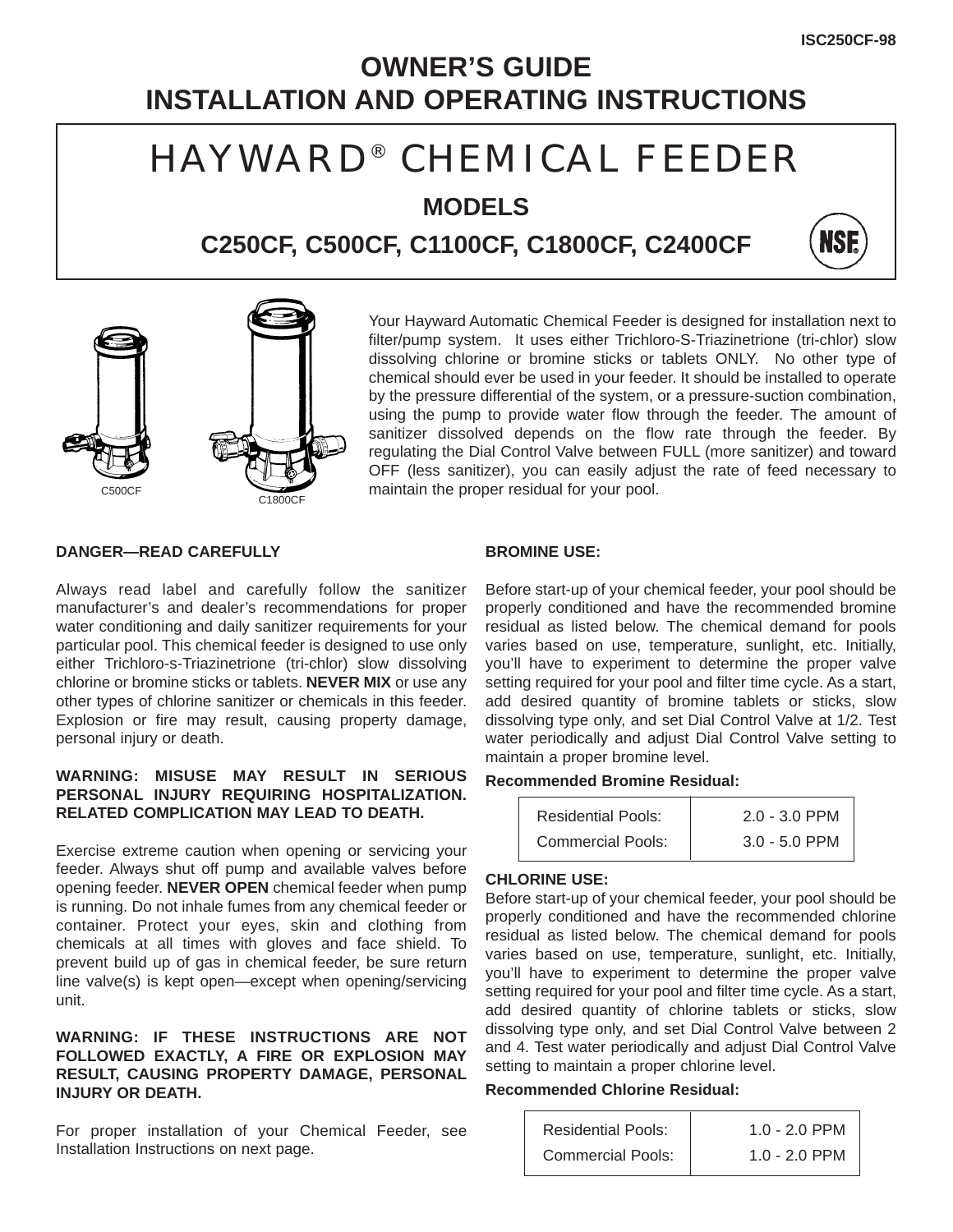ISC250CF-98

# OWNER'S GUIDE
# INSTALLATION AND OPERATING INSTRUCTIONS

## HAYWARD® CHEMICAL FEEDER

### MODELS

### C250CF, C500CF, C1100CF, C1800CF, C2400CF

C500CF

C1800CF

Your Hayward Automatic Chemical Feeder is designed for installation next to filter/pump system. It uses either Trichloro-S-Triazinetrione (tri-chlor) slow dissolving chlorine or bromine sticks or tablets ONLY. No other type of chemical should ever be used in your feeder. It should be installed to operate by the pressure differential of the system, or a pressure-suction combination, using the pump to provide water flow through the feeder. The amount of sanitizer dissolved depends on the flow rate through the feeder. By regulating the Dial Control Valve between FULL (more sanitizer) and toward OFF (less sanitizer), you can easily adjust the rate of feed necessary to maintain the proper residual for your pool.

**DANGER—READ CAREFULLY**

Always read label and carefully follow the sanitizer manufacturer's and dealer's recommendations for proper water conditioning and daily sanitizer requirements for your particular pool. This chemical feeder is designed to use only either Trichloro-s-Triazinetrione (tri-chlor) slow dissolving chlorine or bromine sticks or tablets. **NEVER MIX** or use any other types of chlorine sanitizer or chemicals in this feeder. Explosion or fire may result, causing property damage, personal injury or death.

**WARNING: MISUSE MAY RESULT IN SERIOUS PERSONAL INJURY REQUIRING HOSPITALIZATION. RELATED COMPLICATION MAY LEAD TO DEATH.**

Exercise extreme caution when opening or servicing your feeder. Always shut off pump and available valves before opening feeder. **NEVER OPEN** chemical feeder when pump is running. Do not inhale fumes from any chemical feeder or container. Protect your eyes, skin and clothing from chemicals at all times with gloves and face shield. To prevent build up of gas in chemical feeder, be sure return line valve(s) is kept open—except when opening/servicing unit.

**WARNING: IF THESE INSTRUCTIONS ARE NOT FOLLOWED EXACTLY, A FIRE OR EXPLOSION MAY RESULT, CAUSING PROPERTY DAMAGE, PERSONAL INJURY OR DEATH.**

For proper installation of your Chemical Feeder, see Installation Instructions on next page.

**BROMINE USE:**

Before start-up of your chemical feeder, your pool should be properly conditioned and have the recommended bromine residual as listed below. The chemical demand for pools varies based on use, temperature, sunlight, etc. Initially, you'll have to experiment to determine the proper valve setting required for your pool and filter time cycle. As a start, add desired quantity of bromine tablets or sticks, slow dissolving type only, and set Dial Control Valve at 1/2. Test water periodically and adjust Dial Control Valve setting to maintain a proper bromine level.

**Recommended Bromine Residual:**

| | |
|---|---|
| Residential Pools: | 2.0 - 3.0 PPM |
| Commercial Pools: | 3.0 - 5.0 PPM |

**CHLORINE USE:**

Before start-up of your chemical feeder, your pool should be properly conditioned and have the recommended chlorine residual as listed below. The chemical demand for pools varies based on use, temperature, sunlight, etc. Initially, you'll have to experiment to determine the proper valve setting required for your pool and filter time cycle. As a start, add desired quantity of chlorine tablets or sticks, slow dissolving type only, and set Dial Control Valve between 2 and 4. Test water periodically and adjust Dial Control Valve setting to maintain a proper chlorine level.

**Recommended Chlorine Residual:**

| | |
|---|---|
| Residential Pools: | 1.0 - 2.0 PPM |
| Commercial Pools: | 1.0 - 2.0 PPM |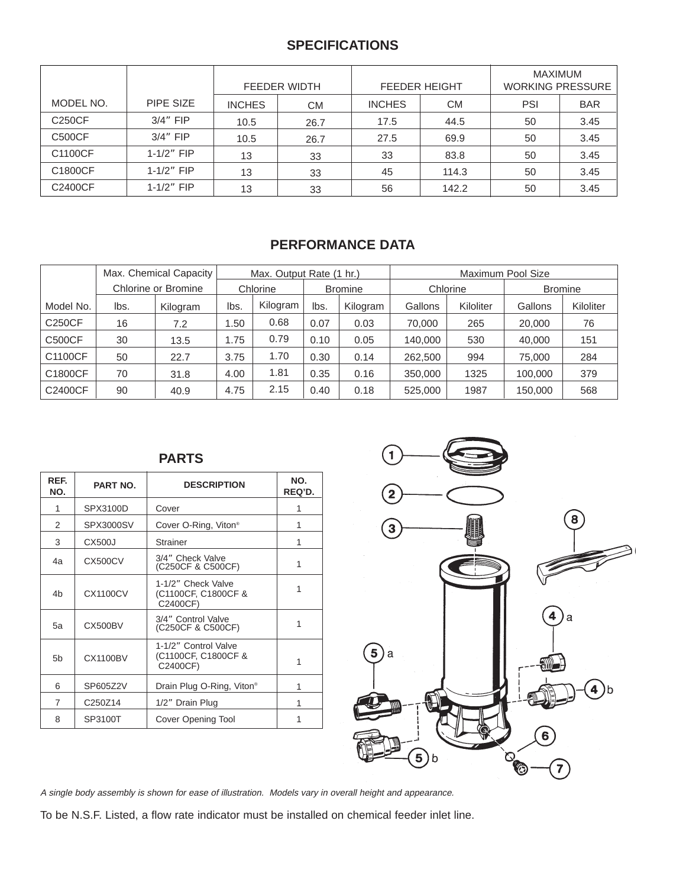## SPECIFICATIONS

| MODEL NO. | PIPE SIZE | FEEDER WIDTH | | FEEDER HEIGHT | | MAXIMUM WORKING PRESSURE | |
|---|---|---|---|---|---|---|---|
| | | INCHES | CM | INCHES | CM | PSI | BAR |
| C250CF | 3/4″ FIP | 10.5 | 26.7 | 17.5 | 44.5 | 50 | 3.45 |
| C500CF | 3/4″ FIP | 10.5 | 26.7 | 27.5 | 69.9 | 50 | 3.45 |
| C1100CF | 1-1/2″ FIP | 13 | 33 | 33 | 83.8 | 50 | 3.45 |
| C1800CF | 1-1/2″ FIP | 13 | 33 | 45 | 114.3 | 50 | 3.45 |
| C2400CF | 1-1/2″ FIP | 13 | 33 | 56 | 142.2 | 50 | 3.45 |

## PERFORMANCE DATA

| | Max. Chemical Capacity Chlorine or Bromine | | Max. Output Rate (1 hr.) | | | | Maximum Pool Size | | | |
|---|---|---|---|---|---|---|---|---|---|---|
| | | | Chlorine | | Bromine | | Chlorine | | Bromine | |
| Model No. | lbs. | Kilogram | lbs. | Kilogram | lbs. | Kilogram | Gallons | Kiloliter | Gallons | Kiloliter |
| C250CF | 16 | 7.2 | 1.50 | 0.68 | 0.07 | 0.03 | 70,000 | 265 | 20,000 | 76 |
| C500CF | 30 | 13.5 | 1.75 | 0.79 | 0.10 | 0.05 | 140,000 | 530 | 40,000 | 151 |
| C1100CF | 50 | 22.7 | 3.75 | 1.70 | 0.30 | 0.14 | 262,500 | 994 | 75,000 | 284 |
| C1800CF | 70 | 31.8 | 4.00 | 1.81 | 0.35 | 0.16 | 350,000 | 1325 | 100,000 | 379 |
| C2400CF | 90 | 40.9 | 4.75 | 2.15 | 0.40 | 0.18 | 525,000 | 1987 | 150,000 | 568 |

## PARTS

| REF. NO. | PART NO. | DESCRIPTION | NO. REQ'D. |
|---|---|---|---|
| 1 | SPX3100D | Cover | 1 |
| 2 | SPX3000SV | Cover O-Ring, Viton® | 1 |
| 3 | CX500J | Strainer | 1 |
| 4a | CX500CV | 3/4″ Check Valve (C250CF & C500CF) | 1 |
| 4b | CX1100CV | 1-1/2″ Check Valve (C1100CF, C1800CF & C2400CF) | 1 |
| 5a | CX500BV | 3/4″ Control Valve (C250CF & C500CF) | 1 |
| 5b | CX1100BV | 1-1/2″ Control Valve (C1100CF, C1800CF & C2400CF) | 1 |
| 6 | SP605Z2V | Drain Plug O-Ring, Viton® | 1 |
| 7 | C250Z14 | 1/2″ Drain Plug | 1 |
| 8 | SP3100T | Cover Opening Tool | 1 |

*A single body assembly is shown for ease of illustration. Models vary in overall height and appearance.*

To be N.S.F. Listed, a flow rate indicator must be installed on chemical feeder inlet line.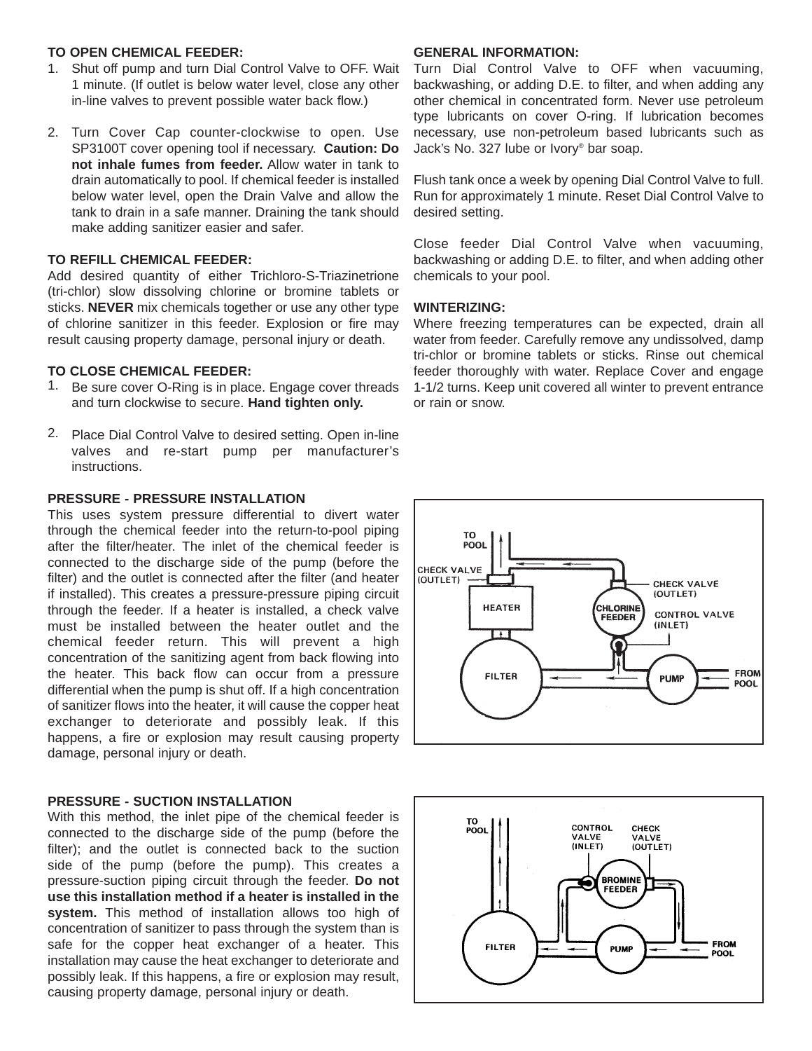**TO OPEN CHEMICAL FEEDER:**

1. Shut off pump and turn Dial Control Valve to OFF. Wait 1 minute. (If outlet is below water level, close any other in-line valves to prevent possible water back flow.)

2. Turn Cover Cap counter-clockwise to open. Use SP3100T cover opening tool if necessary. **Caution: Do not inhale fumes from feeder.** Allow water in tank to drain automatically to pool. If chemical feeder is installed below water level, open the Drain Valve and allow the tank to drain in a safe manner. Draining the tank should make adding sanitizer easier and safer.

**TO REFILL CHEMICAL FEEDER:**

Add desired quantity of either Trichloro-S-Triazinetrione (tri-chlor) slow dissolving chlorine or bromine tablets or sticks. **NEVER** mix chemicals together or use any other type of chlorine sanitizer in this feeder. Explosion or fire may result causing property damage, personal injury or death.

**TO CLOSE CHEMICAL FEEDER:**

1. Be sure cover O-Ring is in place. Engage cover threads and turn clockwise to secure. **Hand tighten only.**

2. Place Dial Control Valve to desired setting. Open in-line valves and re-start pump per manufacturer's instructions.

**PRESSURE - PRESSURE INSTALLATION**

This uses system pressure differential to divert water through the chemical feeder into the return-to-pool piping after the filter/heater. The inlet of the chemical feeder is connected to the discharge side of the pump (before the filter) and the outlet is connected after the filter (and heater if installed). This creates a pressure-pressure piping circuit through the feeder. If a heater is installed, a check valve must be installed between the heater outlet and the chemical feeder return. This will prevent a high concentration of the sanitizing agent from back flowing into the heater. This back flow can occur from a pressure differential when the pump is shut off. If a high concentration of sanitizer flows into the heater, it will cause the copper heat exchanger to deteriorate and possibly leak. If this happens, a fire or explosion may result causing property damage, personal injury or death.

**PRESSURE - SUCTION INSTALLATION**

With this method, the inlet pipe of the chemical feeder is connected to the discharge side of the pump (before the filter); and the outlet is connected back to the suction side of the pump (before the pump). This creates a pressure-suction piping circuit through the feeder. **Do not use this installation method if a heater is installed in the system.** This method of installation allows too high of concentration of sanitizer to pass through the system than is safe for the copper heat exchanger of a heater. This installation may cause the heat exchanger to deteriorate and possibly leak. If this happens, a fire or explosion may result, causing property damage, personal injury or death.

**GENERAL INFORMATION:**

Turn Dial Control Valve to OFF when vacuuming, backwashing, or adding D.E. to filter, and when adding any other chemical in concentrated form. Never use petroleum type lubricants on cover O-ring. If lubrication becomes necessary, use non-petroleum based lubricants such as Jack's No. 327 lube or Ivory® bar soap.

Flush tank once a week by opening Dial Control Valve to full. Run for approximately 1 minute. Reset Dial Control Valve to desired setting.

Close feeder Dial Control Valve when vacuuming, backwashing or adding D.E. to filter, and when adding other chemicals to your pool.

**WINTERIZING:**

Where freezing temperatures can be expected, drain all water from feeder. Carefully remove any undissolved, damp tri-chlor or bromine tablets or sticks. Rinse out chemical feeder thoroughly with water. Replace Cover and engage 1-1/2 turns. Keep unit covered all winter to prevent entrance or rain or snow.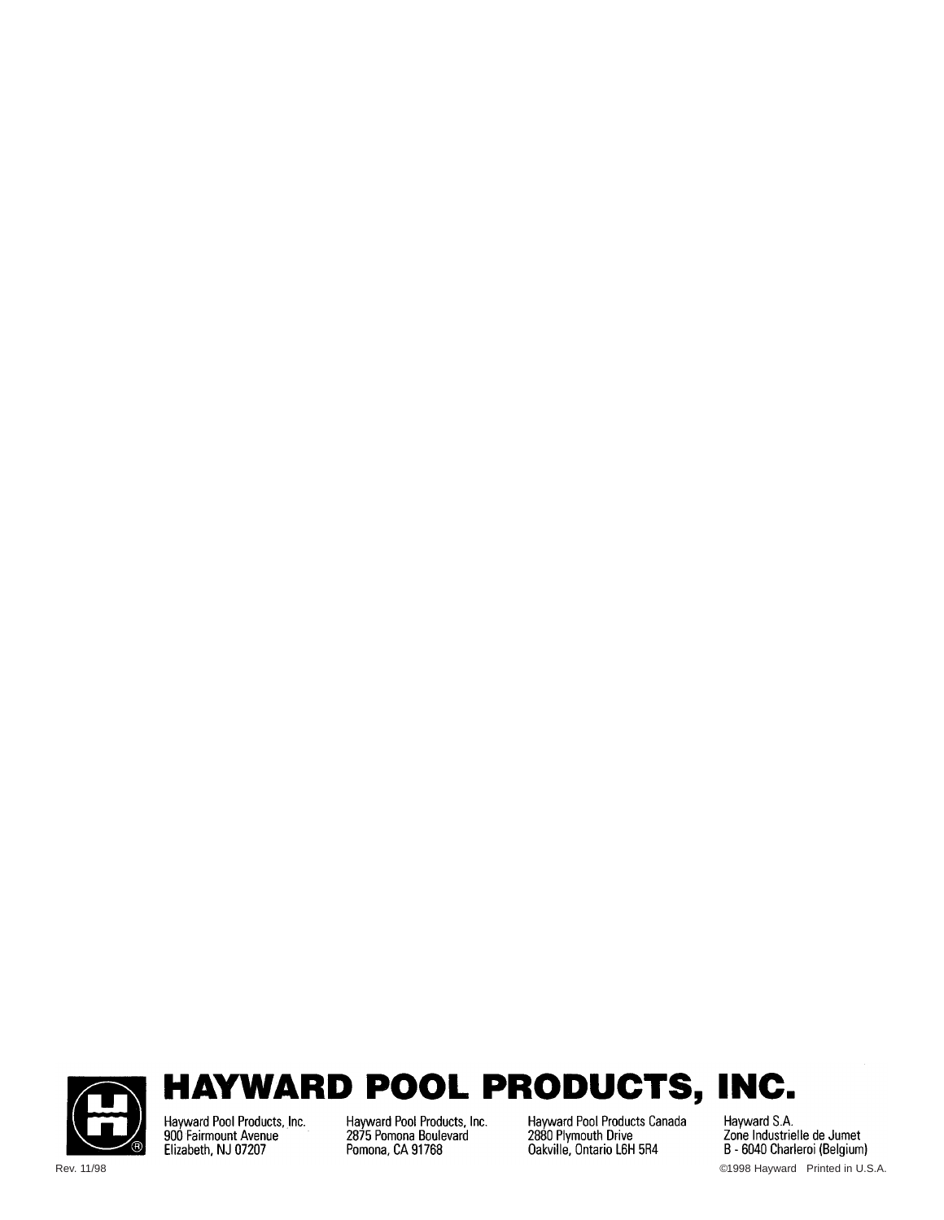# HAYWARD POOL PRODUCTS, INC.

Hayward Pool Products, Inc.
900 Fairmount Avenue
Elizabeth, NJ 07207

Hayward Pool Products, Inc.
2875 Pomona Boulevard
Pomona, CA 91768

Hayward Pool Products Canada
2880 Plymouth Drive
Oakville, Ontario L6H 5R4

Hayward S.A.
Zone Industrielle de Jumet
B - 6040 Charleroi (Belgium)

Rev. 11/98

©1998 Hayward Printed in U.S.A.